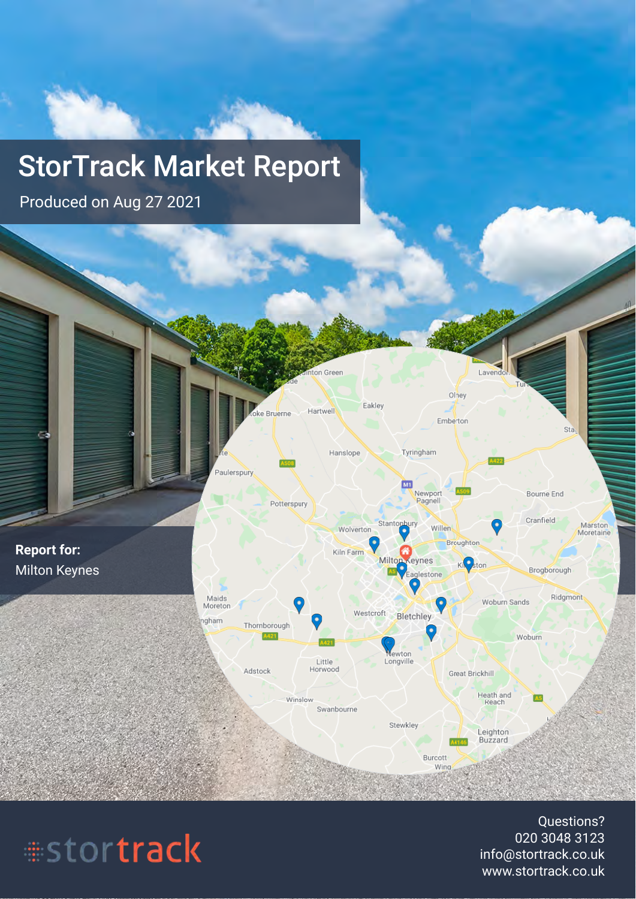# StorTrack Market Report

Produced on Aug 27 2021

**Report for:**
Milton Keynes

stortrack

Questions?
020 3048 3123
info@stortrack.co.uk
www.stortrack.co.uk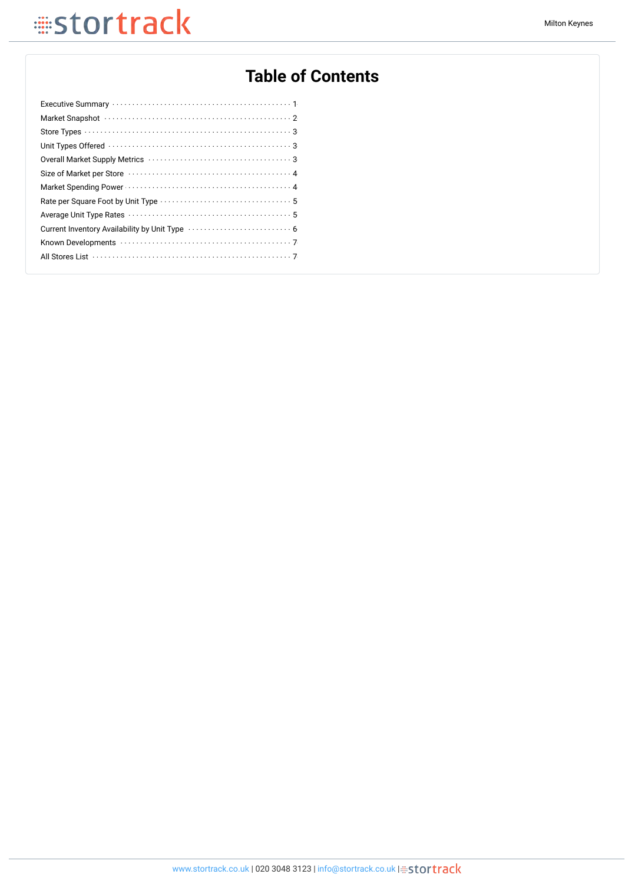# Table of Contents

| Section | Page |
| --- | --- |
| Executive Summary | 1 |
| Market Snapshot | 2 |
| Store Types | 3 |
| Unit Types Offered | 3 |
| Overall Market Supply Metrics | 3 |
| Size of Market per Store | 4 |
| Market Spending Power | 4 |
| Rate per Square Foot by Unit Type | 5 |
| Average Unit Type Rates | 5 |
| Current Inventory Availability by Unit Type | 6 |
| Known Developments | 7 |
| All Stores List | 7 |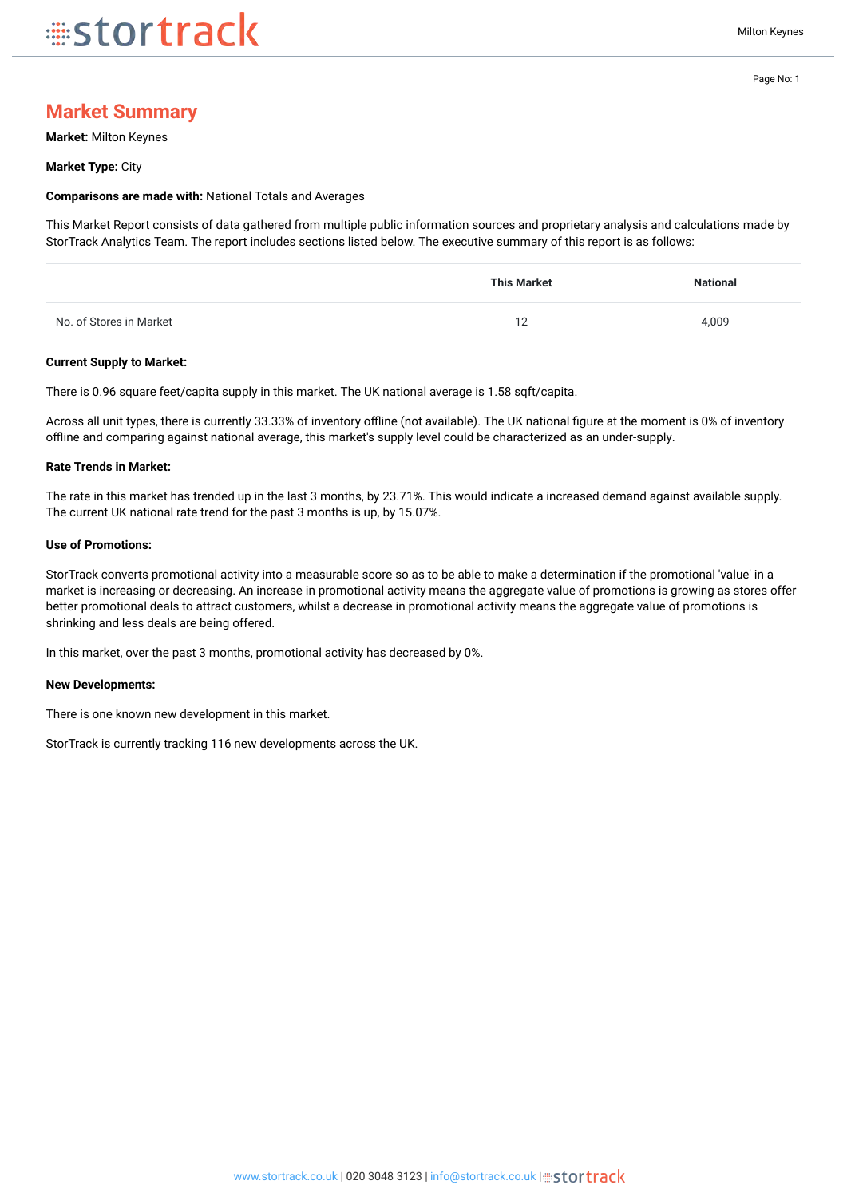## Market Summary

**Market:** Milton Keynes

**Market Type:** City

**Comparisons are made with:** National Totals and Averages

This Market Report consists of data gathered from multiple public information sources and proprietary analysis and calculations made by StorTrack Analytics Team. The report includes sections listed below. The executive summary of this report is as follows:

| | This Market | National |
|---|---|---|
| No. of Stores in Market | 12 | 4,009 |

**Current Supply to Market:**

There is 0.96 square feet/capita supply in this market. The UK national average is 1.58 sqft/capita.

Across all unit types, there is currently 33.33% of inventory offline (not available). The UK national figure at the moment is 0% of inventory offline and comparing against national average, this market's supply level could be characterized as an under-supply.

**Rate Trends in Market:**

The rate in this market has trended up in the last 3 months, by 23.71%. This would indicate a increased demand against available supply. The current UK national rate trend for the past 3 months is up, by 15.07%.

**Use of Promotions:**

StorTrack converts promotional activity into a measurable score so as to be able to make a determination if the promotional 'value' in a market is increasing or decreasing. An increase in promotional activity means the aggregate value of promotions is growing as stores offer better promotional deals to attract customers, whilst a decrease in promotional activity means the aggregate value of promotions is shrinking and less deals are being offered.

In this market, over the past 3 months, promotional activity has decreased by 0%.

**New Developments:**

There is one known new development in this market.

StorTrack is currently tracking 116 new developments across the UK.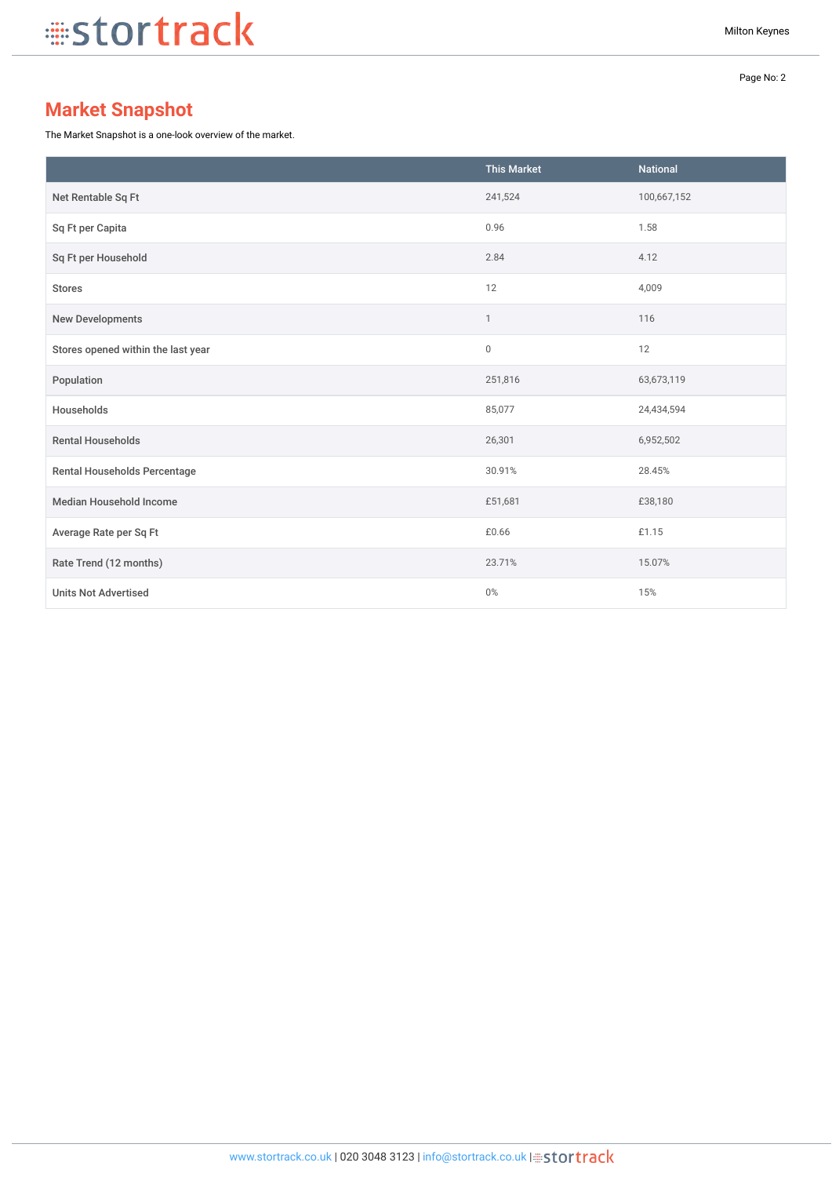## Market Snapshot

The Market Snapshot is a one-look overview of the market.

| | This Market | National |
|---|---|---|
| Net Rentable Sq Ft | 241,524 | 100,667,152 |
| Sq Ft per Capita | 0.96 | 1.58 |
| Sq Ft per Household | 2.84 | 4.12 |
| Stores | 12 | 4,009 |
| New Developments | 1 | 116 |
| Stores opened within the last year | 0 | 12 |
| Population | 251,816 | 63,673,119 |
| Households | 85,077 | 24,434,594 |
| Rental Households | 26,301 | 6,952,502 |
| Rental Households Percentage | 30.91% | 28.45% |
| Median Household Income | £51,681 | £38,180 |
| Average Rate per Sq Ft | £0.66 | £1.15 |
| Rate Trend (12 months) | 23.71% | 15.07% |
| Units Not Advertised | 0% | 15% |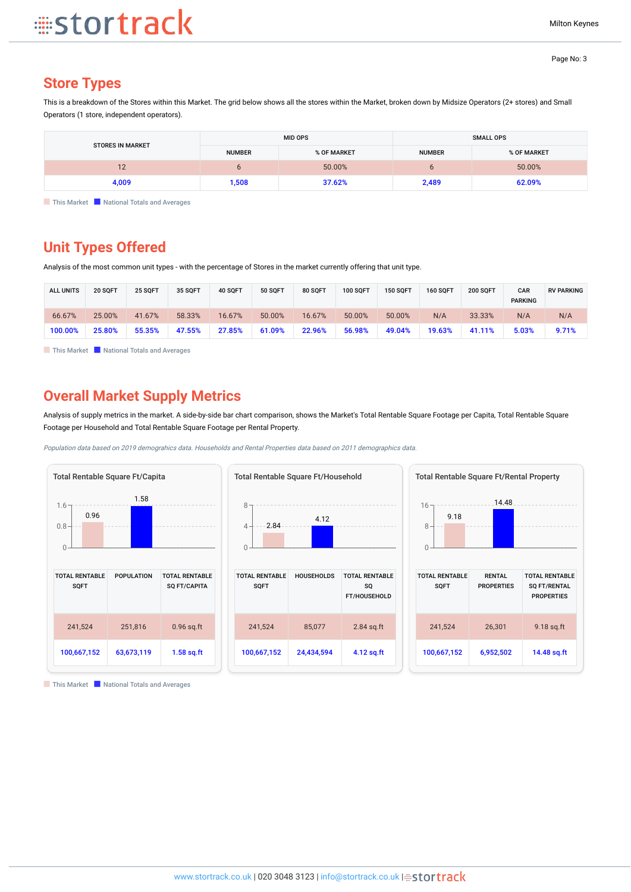## Store Types

This is a breakdown of the Stores within this Market. The grid below shows all the stores within the Market, broken down by Midsize Operators (2+ stores) and Small Operators (1 store, independent operators).

| STORES IN MARKET | MID OPS | | SMALL OPS | |
|---|---|---|---|---|
| | NUMBER | % OF MARKET | NUMBER | % OF MARKET |
| 12 | 6 | 50.00% | 6 | 50.00% |
| 4,009 | 1,508 | 37.62% | 2,489 | 62.09% |

This Market | National Totals and Averages

## Unit Types Offered

Analysis of the most common unit types - with the percentage of Stores in the market currently offering that unit type.

| ALL UNITS | 20 SQFT | 25 SQFT | 35 SQFT | 40 SQFT | 50 SQFT | 80 SQFT | 100 SQFT | 150 SQFT | 160 SQFT | 200 SQFT | CAR PARKING | RV PARKING |
|---|---|---|---|---|---|---|---|---|---|---|---|---|
| 66.67% | 25.00% | 41.67% | 58.33% | 16.67% | 50.00% | 16.67% | 50.00% | 50.00% | N/A | 33.33% | N/A | N/A |
| 100.00% | 25.80% | 55.35% | 47.55% | 27.85% | 61.09% | 22.96% | 56.98% | 49.04% | 19.63% | 41.11% | 5.03% | 9.71% |

This Market | National Totals and Averages

## Overall Market Supply Metrics

Analysis of supply metrics in the market. A side-by-side bar chart comparison, shows the Market's Total Rentable Square Footage per Capita, Total Rentable Square Footage per Household and Total Rentable Square Footage per Rental Property.

*Population data based on 2019 demographics data. Households and Rental Properties data based on 2011 demographics data.*

### Total Rentable Square Ft/Capita

| TOTAL RENTABLE SQFT | POPULATION | TOTAL RENTABLE SQ FT/CAPITA |
|---|---|---|
| 241,524 | 251,816 | 0.96 sq.ft |
| 100,667,152 | 63,673,119 | 1.58 sq.ft |

### Total Rentable Square Ft/Household

| TOTAL RENTABLE SQFT | HOUSEHOLDS | TOTAL RENTABLE SQ FT/HOUSEHOLD |
|---|---|---|
| 241,524 | 85,077 | 2.84 sq.ft |
| 100,667,152 | 24,434,594 | 4.12 sq.ft |

### Total Rentable Square Ft/Rental Property

| TOTAL RENTABLE SQFT | RENTAL PROPERTIES | TOTAL RENTABLE SQ FT/RENTAL PROPERTIES |
|---|---|---|
| 241,524 | 26,301 | 9.18 sq.ft |
| 100,667,152 | 6,952,502 | 14.48 sq.ft |

This Market | National Totals and Averages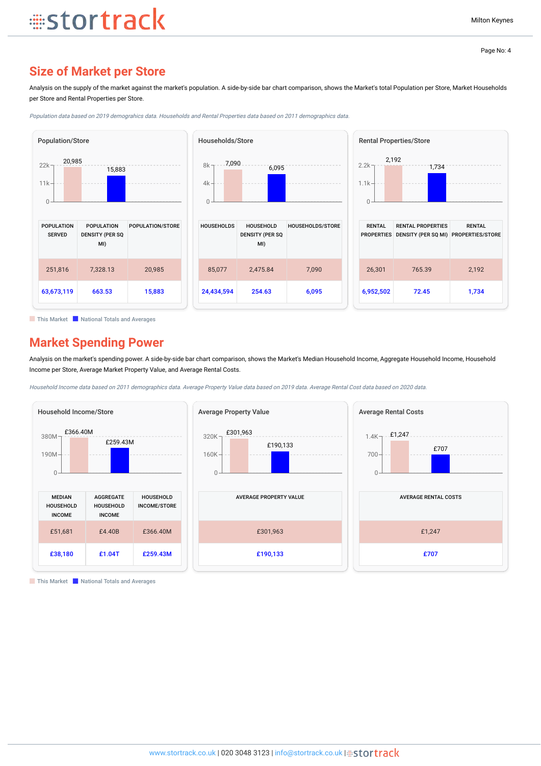## Size of Market per Store

Analysis on the supply of the market against the market's population. A side-by-side bar chart comparison, shows the Market's total Population per Store, Market Households per Store and Rental Properties per Store.

*Population data based on 2019 demographics data. Households and Rental Properties data based on 2011 demographics data.*

### Population/Store

| POPULATION SERVED | POPULATION DENSITY (PER SQ MI) | POPULATION/STORE |
|---|---|---|
| 251,816 | 7,328.13 | 20,985 |
| 63,673,119 | 663.53 | 15,883 |

### Households/Store

| HOUSEHOLDS | HOUSEHOLD DENSITY (PER SQ MI) | HOUSEHOLDS/STORE |
|---|---|---|
| 85,077 | 2,475.84 | 7,090 |
| 24,434,594 | 254.63 | 6,095 |

### Rental Properties/Store

| RENTAL PROPERTIES | RENTAL PROPERTIES DENSITY (PER SQ MI) | RENTAL PROPERTIES/STORE |
|---|---|---|
| 26,301 | 765.39 | 2,192 |
| 6,952,502 | 72.45 | 1,734 |

This Market | National Totals and Averages

## Market Spending Power

Analysis on the market's spending power. A side-by-side bar chart comparison, shows the Market's Median Household Income, Aggregate Household Income, Household Income per Store, Average Market Property Value, and Average Rental Costs.

*Household Income data based on 2011 demographics data. Average Property Value data based on 2019 data. Average Rental Cost data based on 2020 data.*

### Household Income/Store

| MEDIAN HOUSEHOLD INCOME | AGGREGATE HOUSEHOLD INCOME | HOUSEHOLD INCOME/STORE |
|---|---|---|
| £51,681 | £4.40B | £366.40M |
| £38,180 | £1.04T | £259.43M |

### Average Property Value

| AVERAGE PROPERTY VALUE |
|---|
| £301,963 |
| £190,133 |

### Average Rental Costs

| AVERAGE RENTAL COSTS |
|---|
| £1,247 |
| £707 |

This Market | National Totals and Averages

www.stortrack.co.uk | 020 3048 3123 | info@stortrack.co.uk | stortrack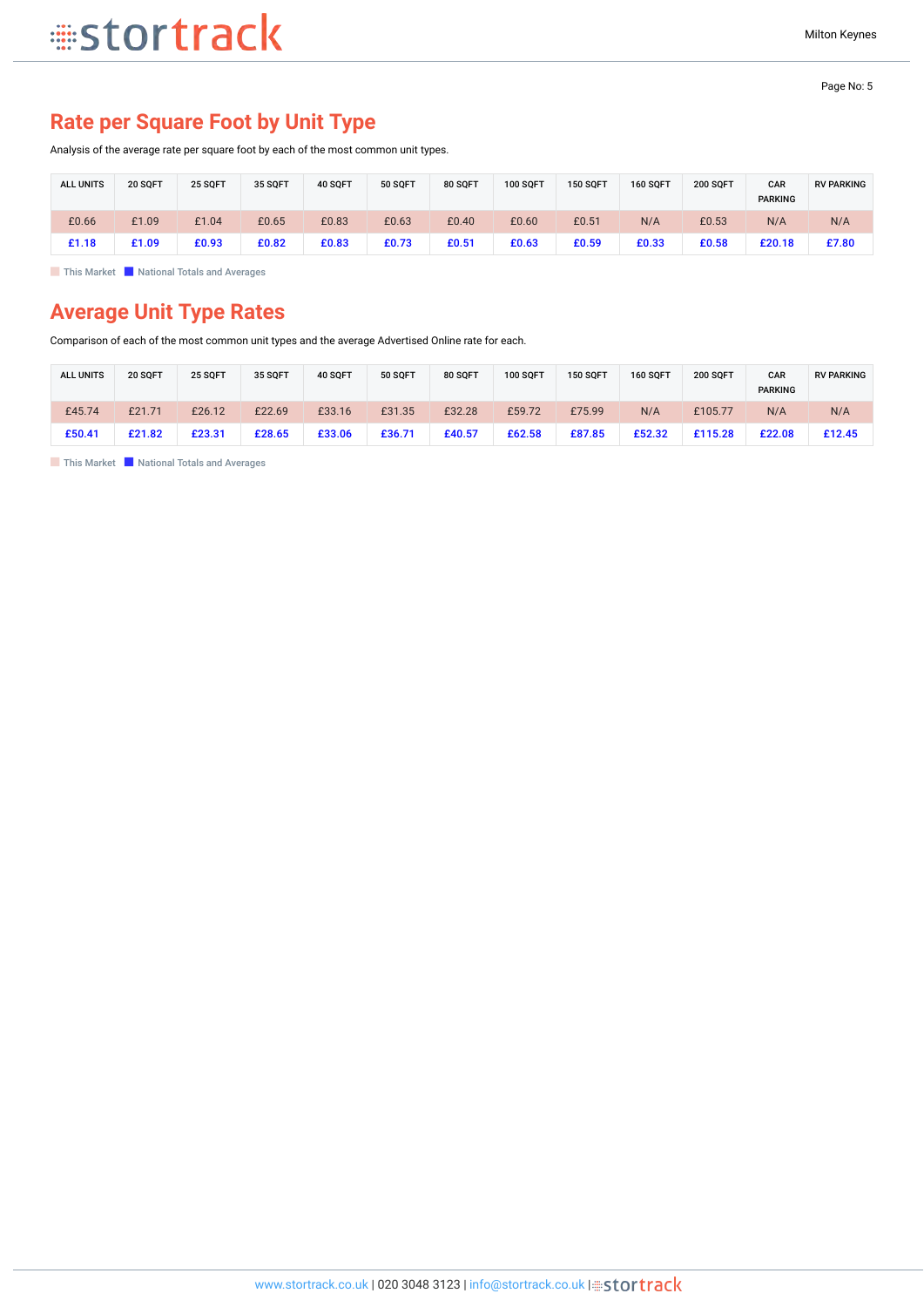## Rate per Square Foot by Unit Type

Analysis of the average rate per square foot by each of the most common unit types.

| ALL UNITS | 20 SQFT | 25 SQFT | 35 SQFT | 40 SQFT | 50 SQFT | 80 SQFT | 100 SQFT | 150 SQFT | 160 SQFT | 200 SQFT | CAR PARKING | RV PARKING |
|---|---|---|---|---|---|---|---|---|---|---|---|---|
| £0.66 | £1.09 | £1.04 | £0.65 | £0.83 | £0.63 | £0.40 | £0.60 | £0.51 | N/A | £0.53 | N/A | N/A |
| £1.18 | £1.09 | £0.93 | £0.82 | £0.83 | £0.73 | £0.51 | £0.63 | £0.59 | £0.33 | £0.58 | £20.18 | £7.80 |

This Market · National Totals and Averages

## Average Unit Type Rates

Comparison of each of the most common unit types and the average Advertised Online rate for each.

| ALL UNITS | 20 SQFT | 25 SQFT | 35 SQFT | 40 SQFT | 50 SQFT | 80 SQFT | 100 SQFT | 150 SQFT | 160 SQFT | 200 SQFT | CAR PARKING | RV PARKING |
|---|---|---|---|---|---|---|---|---|---|---|---|---|
| £45.74 | £21.71 | £26.12 | £22.69 | £33.16 | £31.35 | £32.28 | £59.72 | £75.99 | N/A | £105.77 | N/A | N/A |
| £50.41 | £21.82 | £23.31 | £28.65 | £33.06 | £36.71 | £40.57 | £62.58 | £87.85 | £52.32 | £115.28 | £22.08 | £12.45 |

This Market · National Totals and Averages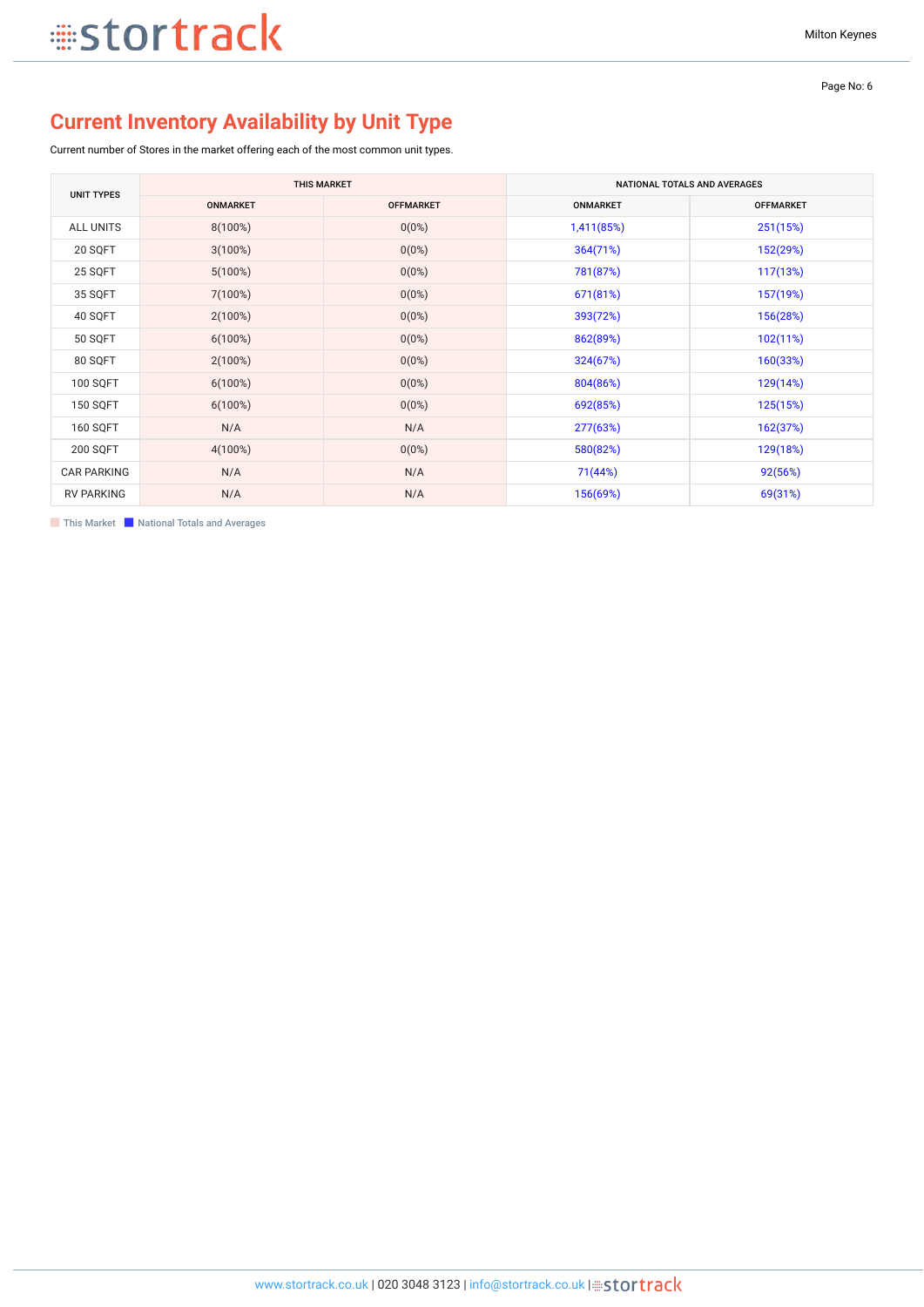## Current Inventory Availability by Unit Type

Current number of Stores in the market offering each of the most common unit types.

| UNIT TYPES | THIS MARKET | | NATIONAL TOTALS AND AVERAGES | |
|---|---|---|---|---|
| | ONMARKET | OFFMARKET | ONMARKET | OFFMARKET |
| ALL UNITS | 8(100%) | 0(0%) | 1,411(85%) | 251(15%) |
| 20 SQFT | 3(100%) | 0(0%) | 364(71%) | 152(29%) |
| 25 SQFT | 5(100%) | 0(0%) | 781(87%) | 117(13%) |
| 35 SQFT | 7(100%) | 0(0%) | 671(81%) | 157(19%) |
| 40 SQFT | 2(100%) | 0(0%) | 393(72%) | 156(28%) |
| 50 SQFT | 6(100%) | 0(0%) | 862(89%) | 102(11%) |
| 80 SQFT | 2(100%) | 0(0%) | 324(67%) | 160(33%) |
| 100 SQFT | 6(100%) | 0(0%) | 804(86%) | 129(14%) |
| 150 SQFT | 6(100%) | 0(0%) | 692(85%) | 125(15%) |
| 160 SQFT | N/A | N/A | 277(63%) | 162(37%) |
| 200 SQFT | 4(100%) | 0(0%) | 580(82%) | 129(18%) |
| CAR PARKING | N/A | N/A | 71(44%) | 92(56%) |
| RV PARKING | N/A | N/A | 156(69%) | 69(31%) |

This Market | National Totals and Averages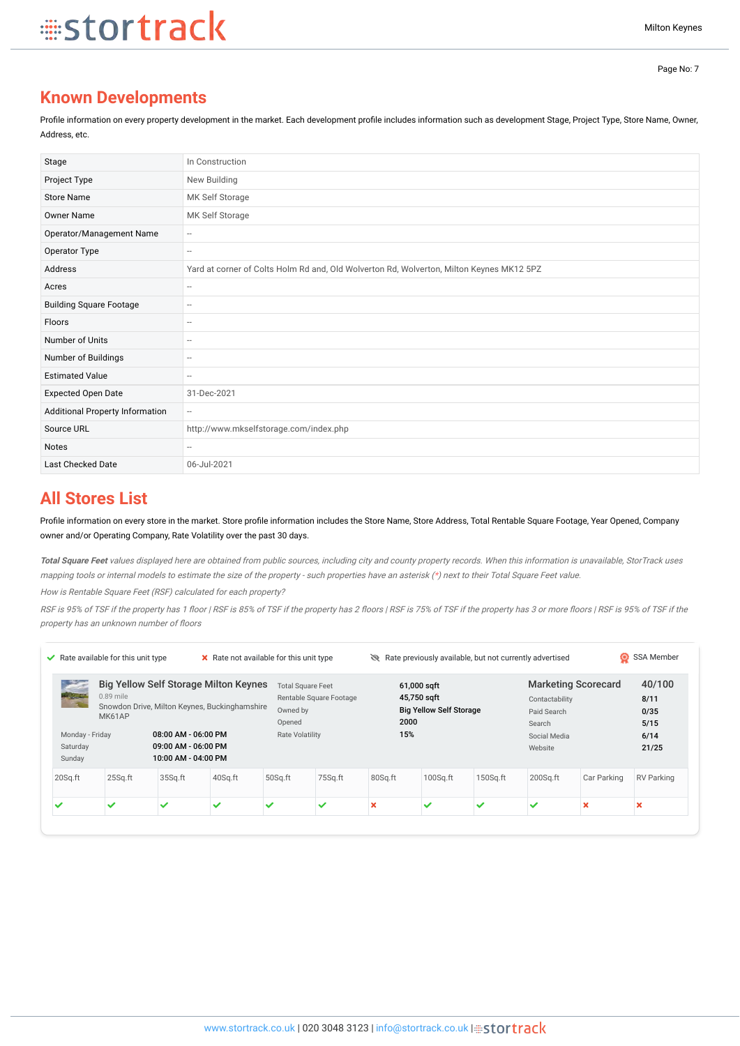## Known Developments

Profile information on every property development in the market. Each development profile includes information such as development Stage, Project Type, Store Name, Owner, Address, etc.

| | |
|---|---|
| Stage | In Construction |
| Project Type | New Building |
| Store Name | MK Self Storage |
| Owner Name | MK Self Storage |
| Operator/Management Name | -- |
| Operator Type | -- |
| Address | Yard at corner of Colts Holm Rd and, Old Wolverton Rd, Wolverton, Milton Keynes MK12 5PZ |
| Acres | -- |
| Building Square Footage | -- |
| Floors | -- |
| Number of Units | -- |
| Number of Buildings | -- |
| Estimated Value | -- |
| Expected Open Date | 31-Dec-2021 |
| Additional Property Information | -- |
| Source URL | http://www.mkselfstorage.com/index.php |
| Notes | -- |
| Last Checked Date | 06-Jul-2021 |

## All Stores List

Profile information on every store in the market. Store profile information includes the Store Name, Store Address, Total Rentable Square Footage, Year Opened, Company owner and/or Operating Company, Rate Volatility over the past 30 days.

*__Total Square Feet__ values displayed here are obtained from public sources, including city and county property records. When this information is unavailable, StorTrack uses mapping tools or internal models to estimate the size of the property - such properties have an asterisk (*) next to their Total Square Feet value.*

*How is Rentable Square Feet (RSF) calculated for each property?*

*RSF is 95% of TSF if the property has 1 floor | RSF is 85% of TSF if the property has 2 floors | RSF is 75% of TSF if the property has 3 or more floors | RSF is 95% of TSF if the property has an unknown number of floors*

✔ Rate available for this unit type ✘ Rate not available for this unit type Rate previously available, but not currently advertised SSA Member

**Big Yellow Self Storage Milton Keynes**
0.89 mile
Snowdon Drive, Milton Keynes, Buckinghamshire MK61AP

| | |
|---|---|
| Monday - Friday | 08:00 AM - 06:00 PM |
| Saturday | 09:00 AM - 06:00 PM |
| Sunday | 10:00 AM - 04:00 PM |

| | |
|---|---|
| Total Square Feet | 61,000 sqft |
| Rentable Square Footage | 45,750 sqft |
| Owned by | Big Yellow Self Storage |
| Opened | 2000 |
| Rate Volatility | 15% |

| Marketing Scorecard | 40/100 |
|---|---|
| Contactability | 8/11 |
| Paid Search | 0/35 |
| Search | 5/15 |
| Social Media | 6/14 |
| Website | 21/25 |

| 20Sq.ft | 25Sq.ft | 35Sq.ft | 40Sq.ft | 50Sq.ft | 75Sq.ft | 80Sq.ft | 100Sq.ft | 150Sq.ft | 200Sq.ft | Car Parking | RV Parking |
|---|---|---|---|---|---|---|---|---|---|---|---|
| ✔ | ✔ | ✔ | ✔ | ✔ | ✔ | ✘ | ✔ | ✔ | ✔ | ✘ | ✘ |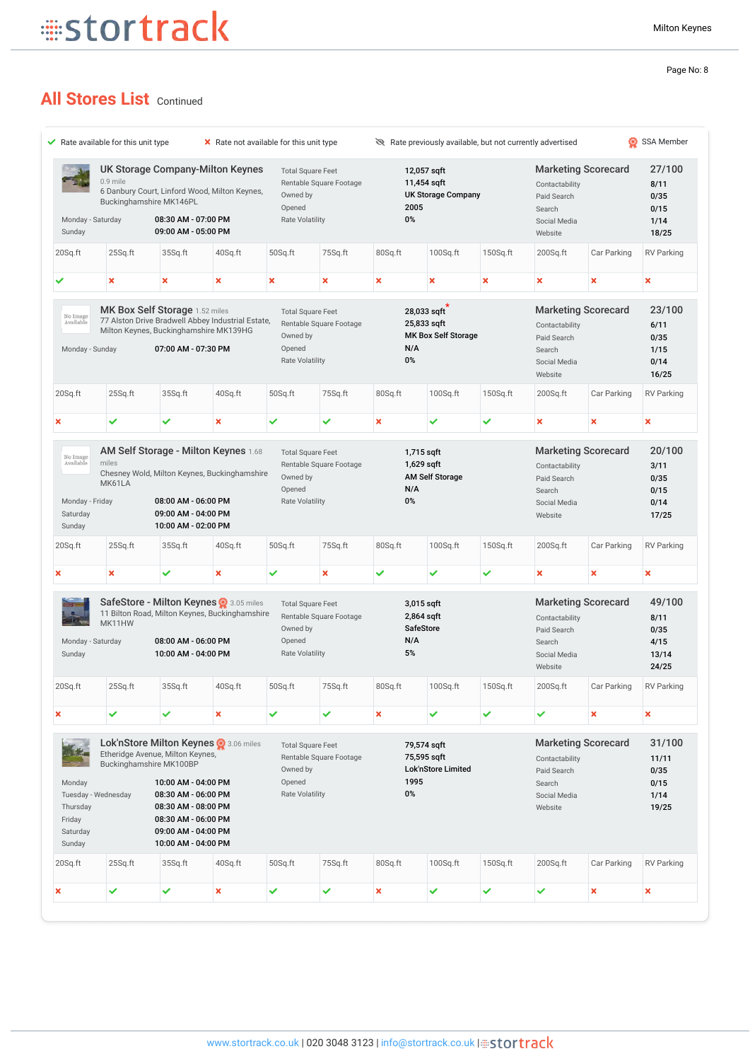## All Stores List Continued

✓ Rate available for this unit type | ✗ Rate not available for this unit type | Rate previously available, but not currently advertised | SSA Member

### UK Storage Company-Milton Keynes
0.9 mile
6 Danbury Court, Linford Wood, Milton Keynes, Buckinghamshire MK146PL

| | |
|---|---|
| Monday - Saturday | 08:30 AM - 07:00 PM |
| Sunday | 09:00 AM - 05:00 PM |

| | |
|---|---|
| Total Square Feet | 12,057 sqft |
| Rentable Square Footage | 11,454 sqft |
| Owned by | UK Storage Company |
| Opened | 2005 |
| Rate Volatility | 0% |

| Marketing Scorecard | 27/100 |
|---|---|
| Contactability | 8/11 |
| Paid Search | 0/35 |
| Search | 0/15 |
| Social Media | 1/14 |
| Website | 18/25 |

| 20Sq.ft | 25Sq.ft | 35Sq.ft | 40Sq.ft | 50Sq.ft | 75Sq.ft | 80Sq.ft | 100Sq.ft | 150Sq.ft | 200Sq.ft | Car Parking | RV Parking |
|---|---|---|---|---|---|---|---|---|---|---|---|
| ✓ | ✗ | ✗ | ✗ | ✗ | ✗ | ✗ | ✗ | ✗ | ✗ | ✗ | ✗ |

### MK Box Self Storage
1.52 miles
77 Alston Drive Bradwell Abbey Industrial Estate, Milton Keynes, Buckinghamshire MK139HG

| | |
|---|---|
| Monday - Sunday | 07:00 AM - 07:30 PM |

| | |
|---|---|
| Total Square Feet | 28,033 sqft * |
| Rentable Square Footage | 25,833 sqft |
| Owned by | MK Box Self Storage |
| Opened | N/A |
| Rate Volatility | 0% |

| Marketing Scorecard | 23/100 |
|---|---|
| Contactability | 6/11 |
| Paid Search | 0/35 |
| Search | 1/15 |
| Social Media | 0/14 |
| Website | 16/25 |

| 20Sq.ft | 25Sq.ft | 35Sq.ft | 40Sq.ft | 50Sq.ft | 75Sq.ft | 80Sq.ft | 100Sq.ft | 150Sq.ft | 200Sq.ft | Car Parking | RV Parking |
|---|---|---|---|---|---|---|---|---|---|---|---|
| ✗ | ✓ | ✓ | ✗ | ✓ | ✓ | ✗ | ✓ | ✓ | ✗ | ✗ | ✗ |

### AM Self Storage - Milton Keynes
1.68 miles
Chesney Wold, Milton Keynes, Buckinghamshire MK61LA

| | |
|---|---|
| Monday - Friday | 08:00 AM - 06:00 PM |
| Saturday | 09:00 AM - 04:00 PM |
| Sunday | 10:00 AM - 02:00 PM |

| | |
|---|---|
| Total Square Feet | 1,715 sqft |
| Rentable Square Footage | 1,629 sqft |
| Owned by | AM Self Storage |
| Opened | N/A |
| Rate Volatility | 0% |

| Marketing Scorecard | 20/100 |
|---|---|
| Contactability | 3/11 |
| Paid Search | 0/35 |
| Search | 0/15 |
| Social Media | 0/14 |
| Website | 17/25 |

| 20Sq.ft | 25Sq.ft | 35Sq.ft | 40Sq.ft | 50Sq.ft | 75Sq.ft | 80Sq.ft | 100Sq.ft | 150Sq.ft | 200Sq.ft | Car Parking | RV Parking |
|---|---|---|---|---|---|---|---|---|---|---|---|
| ✗ | ✗ | ✓ | ✗ | ✓ | ✗ | ✓ | ✓ | ✓ | ✗ | ✗ | ✗ |

### SafeStore - Milton Keynes (SSA Member)
3.05 miles
11 Bilton Road, Milton Keynes, Buckinghamshire MK11HW

| | |
|---|---|
| Monday - Saturday | 08:00 AM - 06:00 PM |
| Sunday | 10:00 AM - 04:00 PM |

| | |
|---|---|
| Total Square Feet | 3,015 sqft |
| Rentable Square Footage | 2,864 sqft |
| Owned by | SafeStore |
| Opened | N/A |
| Rate Volatility | 5% |

| Marketing Scorecard | 49/100 |
|---|---|
| Contactability | 8/11 |
| Paid Search | 0/35 |
| Search | 4/15 |
| Social Media | 13/14 |
| Website | 24/25 |

| 20Sq.ft | 25Sq.ft | 35Sq.ft | 40Sq.ft | 50Sq.ft | 75Sq.ft | 80Sq.ft | 100Sq.ft | 150Sq.ft | 200Sq.ft | Car Parking | RV Parking |
|---|---|---|---|---|---|---|---|---|---|---|---|
| ✗ | ✓ | ✓ | ✗ | ✓ | ✓ | ✗ | ✓ | ✓ | ✓ | ✗ | ✗ |

### Lok'nStore Milton Keynes (SSA Member)
3.06 miles
Etheridge Avenue, Milton Keynes, Buckinghamshire MK100BP

| | |
|---|---|
| Monday | 10:00 AM - 04:00 PM |
| Tuesday - Wednesday | 08:30 AM - 06:00 PM |
| Thursday | 08:30 AM - 08:00 PM |
| Friday | 08:30 AM - 06:00 PM |
| Saturday | 09:00 AM - 04:00 PM |
| Sunday | 10:00 AM - 04:00 PM |

| | |
|---|---|
| Total Square Feet | 79,574 sqft |
| Rentable Square Footage | 75,595 sqft |
| Owned by | Lok'nStore Limited |
| Opened | 1995 |
| Rate Volatility | 0% |

| Marketing Scorecard | 31/100 |
|---|---|
| Contactability | 11/11 |
| Paid Search | 0/35 |
| Search | 0/15 |
| Social Media | 1/14 |
| Website | 19/25 |

| 20Sq.ft | 25Sq.ft | 35Sq.ft | 40Sq.ft | 50Sq.ft | 75Sq.ft | 80Sq.ft | 100Sq.ft | 150Sq.ft | 200Sq.ft | Car Parking | RV Parking |
|---|---|---|---|---|---|---|---|---|---|---|---|
| ✗ | ✓ | ✓ | ✗ | ✓ | ✓ | ✗ | ✓ | ✓ | ✓ | ✗ | ✗ |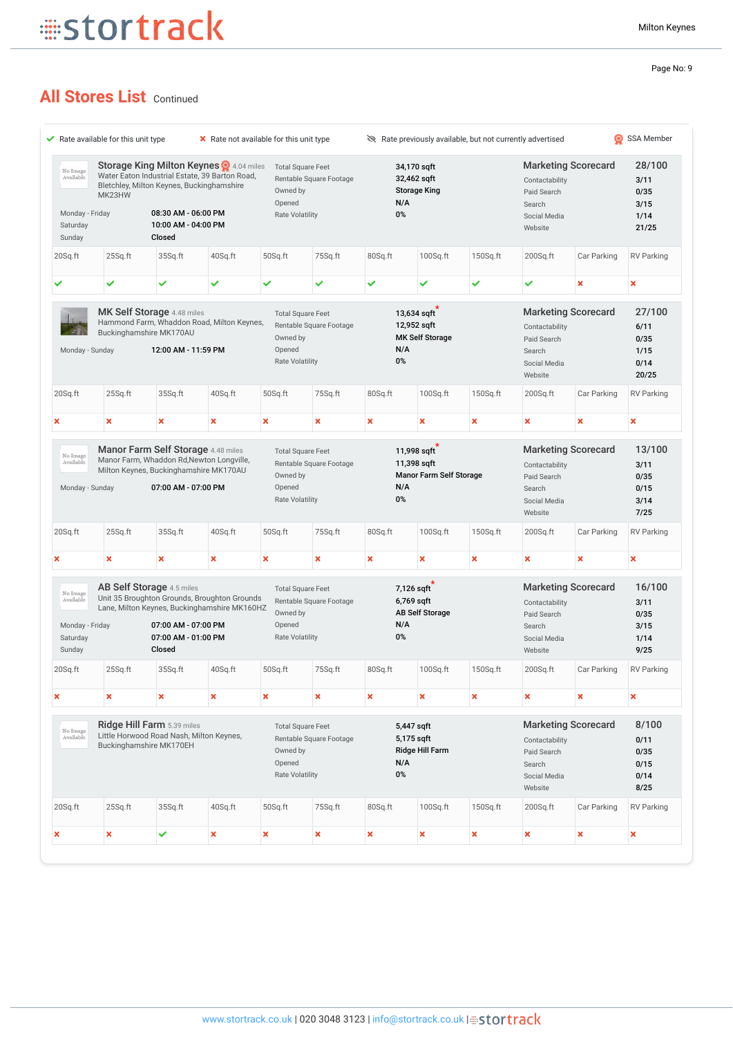## All Stores List Continued

✔ Rate available for this unit type ✖ Rate not available for this unit type Rate previously available, but not currently advertised SSA Member

### Storage King Milton Keynes 4.04 miles

Water Eaton Industrial Estate, 39 Barton Road, Bletchley, Milton Keynes, Buckinghamshire MK23HW

| | |
|---|---|
| Monday - Friday | 08:30 AM - 06:00 PM |
| Saturday | 10:00 AM - 04:00 PM |
| Sunday | Closed |

| | |
|---|---|
| Total Square Feet | 34,170 sqft |
| Rentable Square Footage | 32,462 sqft |
| Owned by | Storage King |
| Opened | N/A |
| Rate Volatility | 0% |

| Marketing Scorecard | 28/100 |
|---|---|
| Contactability | 3/11 |
| Paid Search | 0/35 |
| Search | 3/15 |
| Social Media | 1/14 |
| Website | 21/25 |

| 20Sq.ft | 25Sq.ft | 35Sq.ft | 40Sq.ft | 50Sq.ft | 75Sq.ft | 80Sq.ft | 100Sq.ft | 150Sq.ft | 200Sq.ft | Car Parking | RV Parking |
|---|---|---|---|---|---|---|---|---|---|---|---|
| ✔ | ✔ | ✔ | ✔ | ✔ | ✔ | ✔ | ✔ | ✔ | ✔ | ✖ | ✖ |

### MK Self Storage 4.48 miles

Hammond Farm, Whaddon Road, Milton Keynes, Buckinghamshire MK170AU

| | |
|---|---|
| Monday - Sunday | 12:00 AM - 11:59 PM |

| | |
|---|---|
| Total Square Feet | 13,634 sqft * |
| Rentable Square Footage | 12,952 sqft |
| Owned by | MK Self Storage |
| Opened | N/A |
| Rate Volatility | 0% |

| Marketing Scorecard | 27/100 |
|---|---|
| Contactability | 6/11 |
| Paid Search | 0/35 |
| Search | 1/15 |
| Social Media | 0/14 |
| Website | 20/25 |

| 20Sq.ft | 25Sq.ft | 35Sq.ft | 40Sq.ft | 50Sq.ft | 75Sq.ft | 80Sq.ft | 100Sq.ft | 150Sq.ft | 200Sq.ft | Car Parking | RV Parking |
|---|---|---|---|---|---|---|---|---|---|---|---|
| ✖ | ✖ | ✖ | ✖ | ✖ | ✖ | ✖ | ✖ | ✖ | ✖ | ✖ | ✖ |

### Manor Farm Self Storage 4.48 miles

Manor Farm, Whaddon Rd,Newton Longville, Milton Keynes, Buckinghamshire MK170AU

| | |
|---|---|
| Monday - Sunday | 07:00 AM - 07:00 PM |

| | |
|---|---|
| Total Square Feet | 11,998 sqft * |
| Rentable Square Footage | 11,398 sqft |
| Owned by | Manor Farm Self Storage |
| Opened | N/A |
| Rate Volatility | 0% |

| Marketing Scorecard | 13/100 |
|---|---|
| Contactability | 3/11 |
| Paid Search | 0/35 |
| Search | 0/15 |
| Social Media | 3/14 |
| Website | 7/25 |

| 20Sq.ft | 25Sq.ft | 35Sq.ft | 40Sq.ft | 50Sq.ft | 75Sq.ft | 80Sq.ft | 100Sq.ft | 150Sq.ft | 200Sq.ft | Car Parking | RV Parking |
|---|---|---|---|---|---|---|---|---|---|---|---|
| ✖ | ✖ | ✖ | ✖ | ✖ | ✖ | ✖ | ✖ | ✖ | ✖ | ✖ | ✖ |

### AB Self Storage 4.5 miles

Unit 35 Broughton Grounds, Broughton Grounds Lane, Milton Keynes, Buckinghamshire MK160HZ

| | |
|---|---|
| Monday - Friday | 07:00 AM - 07:00 PM |
| Saturday | 07:00 AM - 01:00 PM |
| Sunday | Closed |

| | |
|---|---|
| Total Square Feet | 7,126 sqft * |
| Rentable Square Footage | 6,769 sqft |
| Owned by | AB Self Storage |
| Opened | N/A |
| Rate Volatility | 0% |

| Marketing Scorecard | 16/100 |
|---|---|
| Contactability | 3/11 |
| Paid Search | 0/35 |
| Search | 3/15 |
| Social Media | 1/14 |
| Website | 9/25 |

| 20Sq.ft | 25Sq.ft | 35Sq.ft | 40Sq.ft | 50Sq.ft | 75Sq.ft | 80Sq.ft | 100Sq.ft | 150Sq.ft | 200Sq.ft | Car Parking | RV Parking |
|---|---|---|---|---|---|---|---|---|---|---|---|
| ✖ | ✖ | ✖ | ✖ | ✖ | ✖ | ✖ | ✖ | ✖ | ✖ | ✖ | ✖ |

### Ridge Hill Farm 5.39 miles

Little Horwood Road Nash, Milton Keynes, Buckinghamshire MK170EH

| | |
|---|---|
| Total Square Feet | 5,447 sqft |
| Rentable Square Footage | 5,175 sqft |
| Owned by | Ridge Hill Farm |
| Opened | N/A |
| Rate Volatility | 0% |

| Marketing Scorecard | 8/100 |
|---|---|
| Contactability | 0/11 |
| Paid Search | 0/35 |
| Search | 0/15 |
| Social Media | 0/14 |
| Website | 8/25 |

| 20Sq.ft | 25Sq.ft | 35Sq.ft | 40Sq.ft | 50Sq.ft | 75Sq.ft | 80Sq.ft | 100Sq.ft | 150Sq.ft | 200Sq.ft | Car Parking | RV Parking |
|---|---|---|---|---|---|---|---|---|---|---|---|
| ✖ | ✖ | ✔ | ✖ | ✖ | ✖ | ✖ | ✖ | ✖ | ✖ | ✖ | ✖ |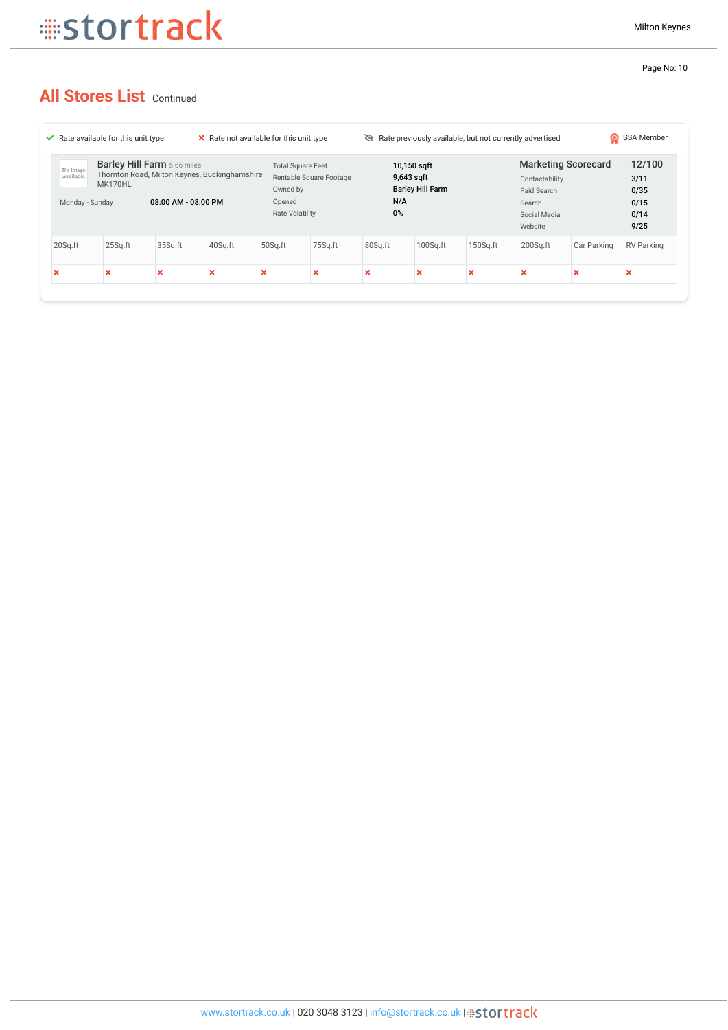## All Stores List Continued

✔ Rate available for this unit type ✖ Rate not available for this unit type Rate previously available, but not currently advertised SSA Member

**Barley Hill Farm** 5.66 miles
Thornton Road, Milton Keynes, Buckinghamshire
MK170HL

Monday - Sunday 08:00 AM - 08:00 PM

| | |
|---|---|
| Total Square Feet | **10,150 sqft** |
| Rentable Square Footage | **9,643 sqft** |
| Owned by | **Barley Hill Farm** |
| Opened | **N/A** |
| Rate Volatility | **0%** |

| Marketing Scorecard | 12/100 |
|---|---|
| Contactability | 3/11 |
| Paid Search | 0/35 |
| Search | 0/15 |
| Social Media | 0/14 |
| Website | 9/25 |

| 20Sq.ft | 25Sq.ft | 35Sq.ft | 40Sq.ft | 50Sq.ft | 75Sq.ft | 80Sq.ft | 100Sq.ft | 150Sq.ft | 200Sq.ft | Car Parking | RV Parking |
|---|---|---|---|---|---|---|---|---|---|---|---|
| ✖ | ✖ | ✖ | ✖ | ✖ | ✖ | ✖ | ✖ | ✖ | ✖ | ✖ | ✖ |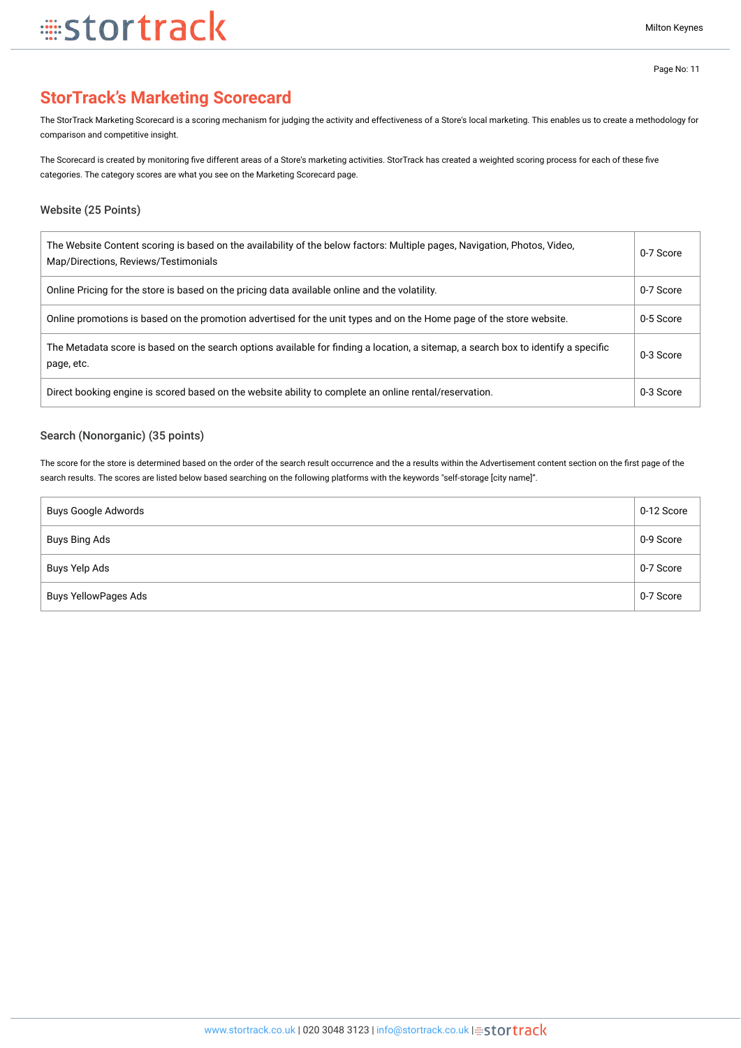## StorTrack's Marketing Scorecard

The StorTrack Marketing Scorecard is a scoring mechanism for judging the activity and effectiveness of a Store's local marketing. This enables us to create a methodology for comparison and competitive insight.

The Scorecard is created by monitoring five different areas of a Store's marketing activities. StorTrack has created a weighted scoring process for each of these five categories. The category scores are what you see on the Marketing Scorecard page.

### Website (25 Points)

| | |
|---|---|
| The Website Content scoring is based on the availability of the below factors: Multiple pages, Navigation, Photos, Video, Map/Directions, Reviews/Testimonials | 0-7 Score |
| Online Pricing for the store is based on the pricing data available online and the volatility. | 0-7 Score |
| Online promotions is based on the promotion advertised for the unit types and on the Home page of the store website. | 0-5 Score |
| The Metadata score is based on the search options available for finding a location, a sitemap, a search box to identify a specific page, etc. | 0-3 Score |
| Direct booking engine is scored based on the website ability to complete an online rental/reservation. | 0-3 Score |

### Search (Nonorganic) (35 points)

The score for the store is determined based on the order of the search result occurrence and the a results within the Advertisement content section on the first page of the search results. The scores are listed below based searching on the following platforms with the keywords "self-storage [city name]".

| | |
|---|---|
| Buys Google Adwords | 0-12 Score |
| Buys Bing Ads | 0-9 Score |
| Buys Yelp Ads | 0-7 Score |
| Buys YellowPages Ads | 0-7 Score |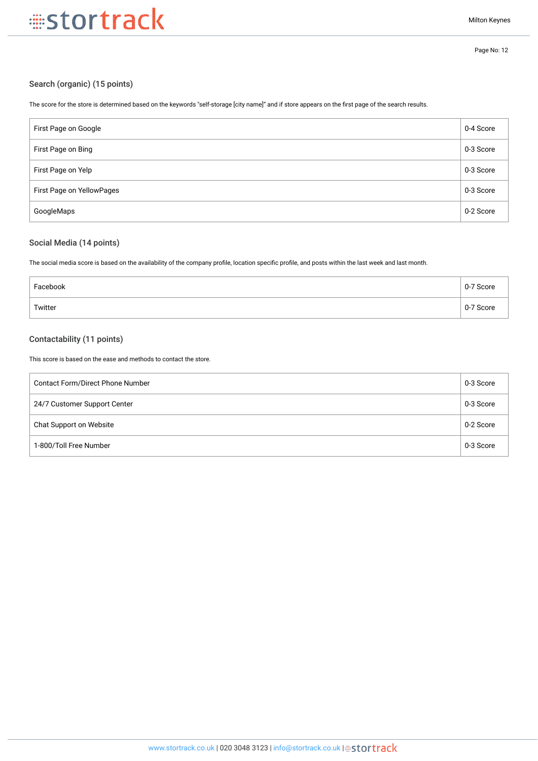### Search (organic) (15 points)

The score for the store is determined based on the keywords "self-storage [city name]" and if store appears on the first page of the search results.

| | |
|---|---|
| First Page on Google | 0-4 Score |
| First Page on Bing | 0-3 Score |
| First Page on Yelp | 0-3 Score |
| First Page on YellowPages | 0-3 Score |
| GoogleMaps | 0-2 Score |

### Social Media (14 points)

The social media score is based on the availability of the company profile, location specific profile, and posts within the last week and last month.

| | |
|---|---|
| Facebook | 0-7 Score |
| Twitter | 0-7 Score |

### Contactability (11 points)

This score is based on the ease and methods to contact the store.

| | |
|---|---|
| Contact Form/Direct Phone Number | 0-3 Score |
| 24/7 Customer Support Center | 0-3 Score |
| Chat Support on Website | 0-2 Score |
| 1-800/Toll Free Number | 0-3 Score |